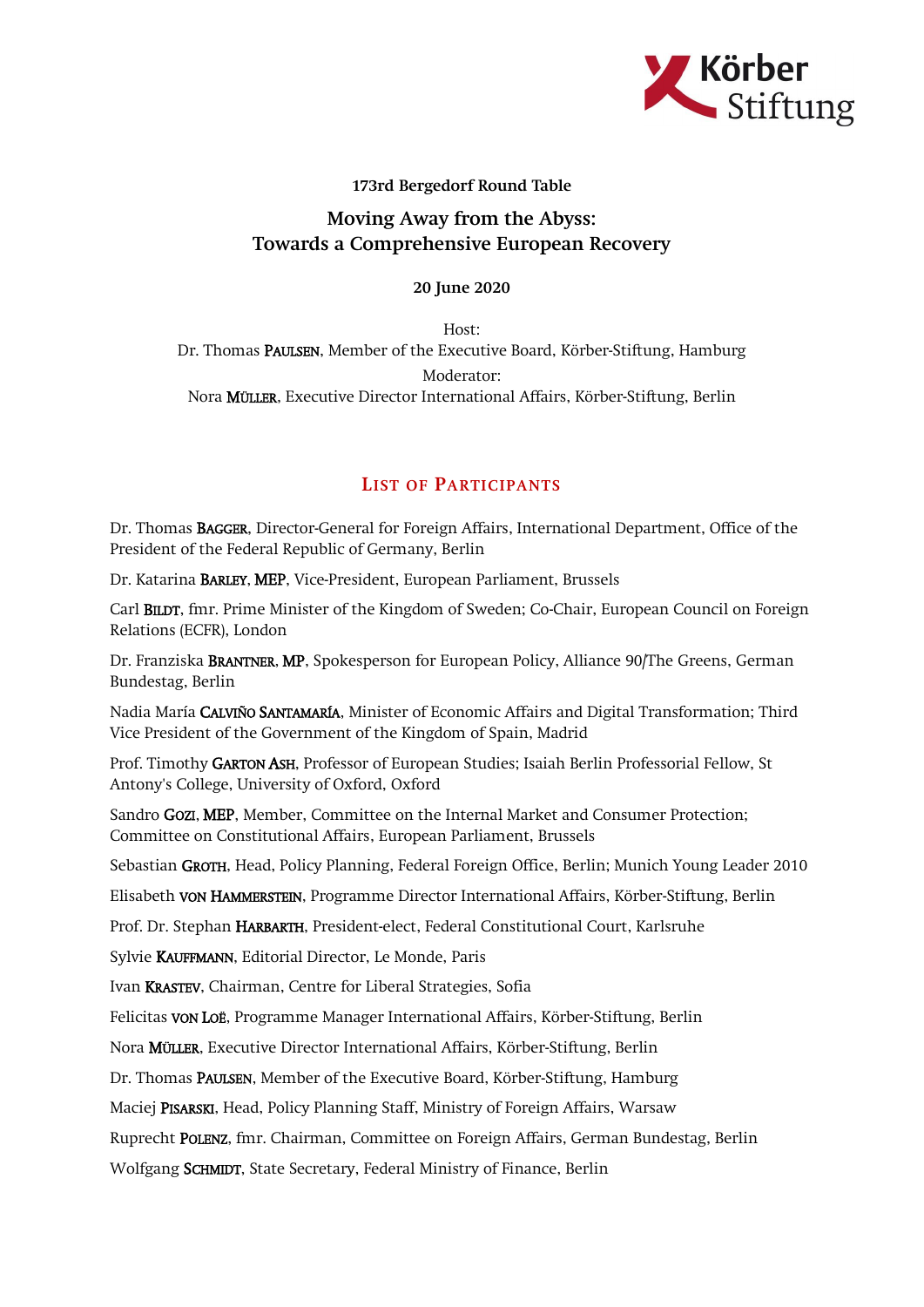Körber Stiftung

**173rd Bergedorf Round Table**

## Moving Away from the Abyss: Towards a Comprehensive European Recovery

**20 June 2020**

Host:
Dr. Thomas Paulsen, Member of the Executive Board, Körber-Stiftung, Hamburg

Moderator:
Nora Müller, Executive Director International Affairs, Körber-Stiftung, Berlin

## List of Participants

Dr. Thomas Bagger, Director-General for Foreign Affairs, International Department, Office of the President of the Federal Republic of Germany, Berlin

Dr. Katarina Barley, MEP, Vice-President, European Parliament, Brussels

Carl Bildt, fmr. Prime Minister of the Kingdom of Sweden; Co-Chair, European Council on Foreign Relations (ECFR), London

Dr. Franziska Brantner, MP, Spokesperson for European Policy, Alliance 90/The Greens, German Bundestag, Berlin

Nadia María Calviño Santamaría, Minister of Economic Affairs and Digital Transformation; Third Vice President of the Government of the Kingdom of Spain, Madrid

Prof. Timothy Garton Ash, Professor of European Studies; Isaiah Berlin Professorial Fellow, St Antony's College, University of Oxford, Oxford

Sandro Gozi, MEP, Member, Committee on the Internal Market and Consumer Protection; Committee on Constitutional Affairs, European Parliament, Brussels

Sebastian Groth, Head, Policy Planning, Federal Foreign Office, Berlin; Munich Young Leader 2010

Elisabeth von Hammerstein, Programme Director International Affairs, Körber-Stiftung, Berlin

Prof. Dr. Stephan Harbarth, President-elect, Federal Constitutional Court, Karlsruhe

Sylvie Kauffmann, Editorial Director, Le Monde, Paris

Ivan Krastev, Chairman, Centre for Liberal Strategies, Sofia

Felicitas von Loë, Programme Manager International Affairs, Körber-Stiftung, Berlin

Nora Müller, Executive Director International Affairs, Körber-Stiftung, Berlin

Dr. Thomas Paulsen, Member of the Executive Board, Körber-Stiftung, Hamburg

Maciej Pisarski, Head, Policy Planning Staff, Ministry of Foreign Affairs, Warsaw

Ruprecht Polenz, fmr. Chairman, Committee on Foreign Affairs, German Bundestag, Berlin

Wolfgang Schmidt, State Secretary, Federal Ministry of Finance, Berlin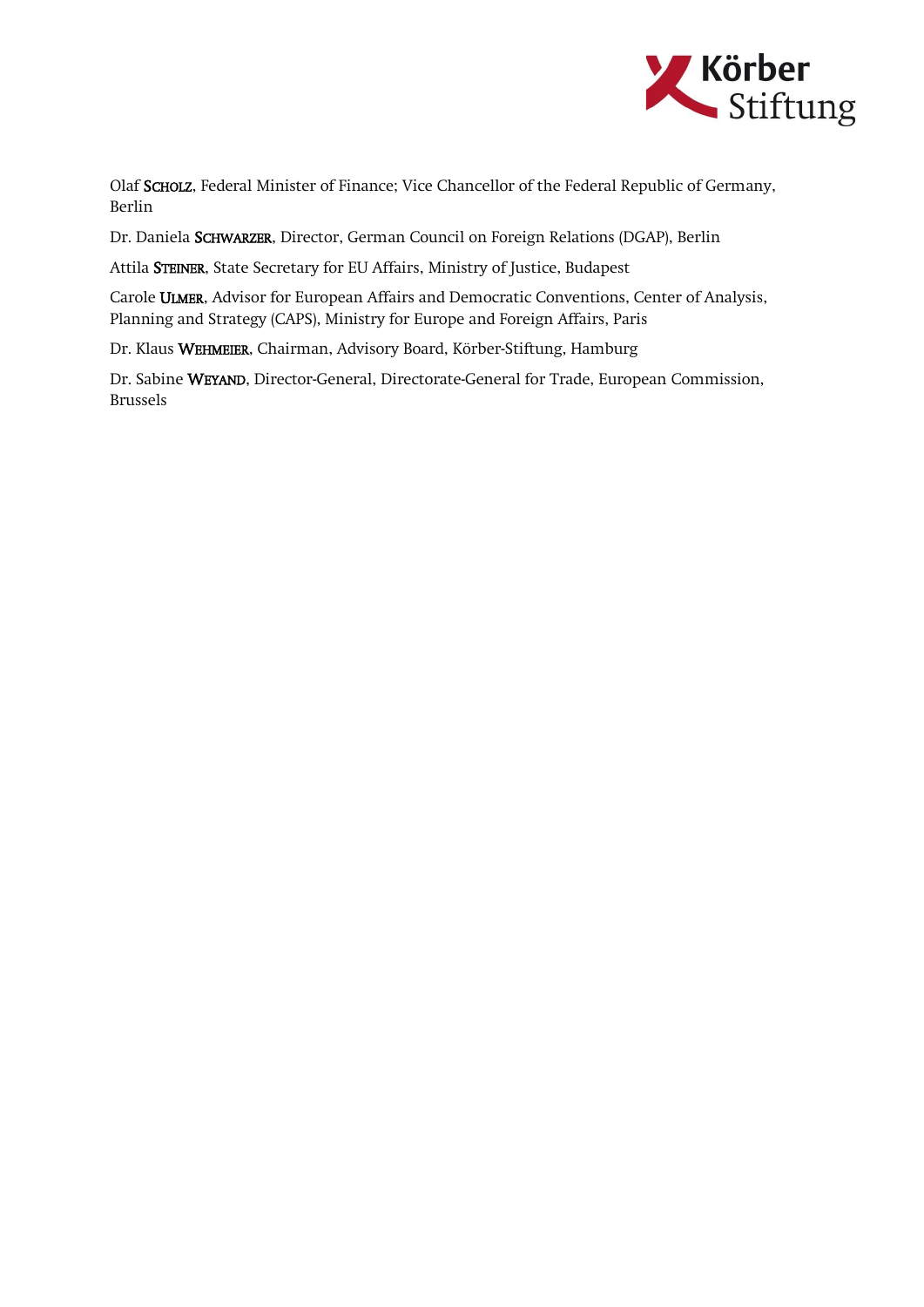Olaf SCHOLZ, Federal Minister of Finance; Vice Chancellor of the Federal Republic of Germany, Berlin

Dr. Daniela SCHWARZER, Director, German Council on Foreign Relations (DGAP), Berlin

Attila STEINER, State Secretary for EU Affairs, Ministry of Justice, Budapest

Carole ULMER, Advisor for European Affairs and Democratic Conventions, Center of Analysis, Planning and Strategy (CAPS), Ministry for Europe and Foreign Affairs, Paris

Dr. Klaus WEHMEIER, Chairman, Advisory Board, Körber-Stiftung, Hamburg

Dr. Sabine WEYAND, Director-General, Directorate-General for Trade, European Commission, Brussels